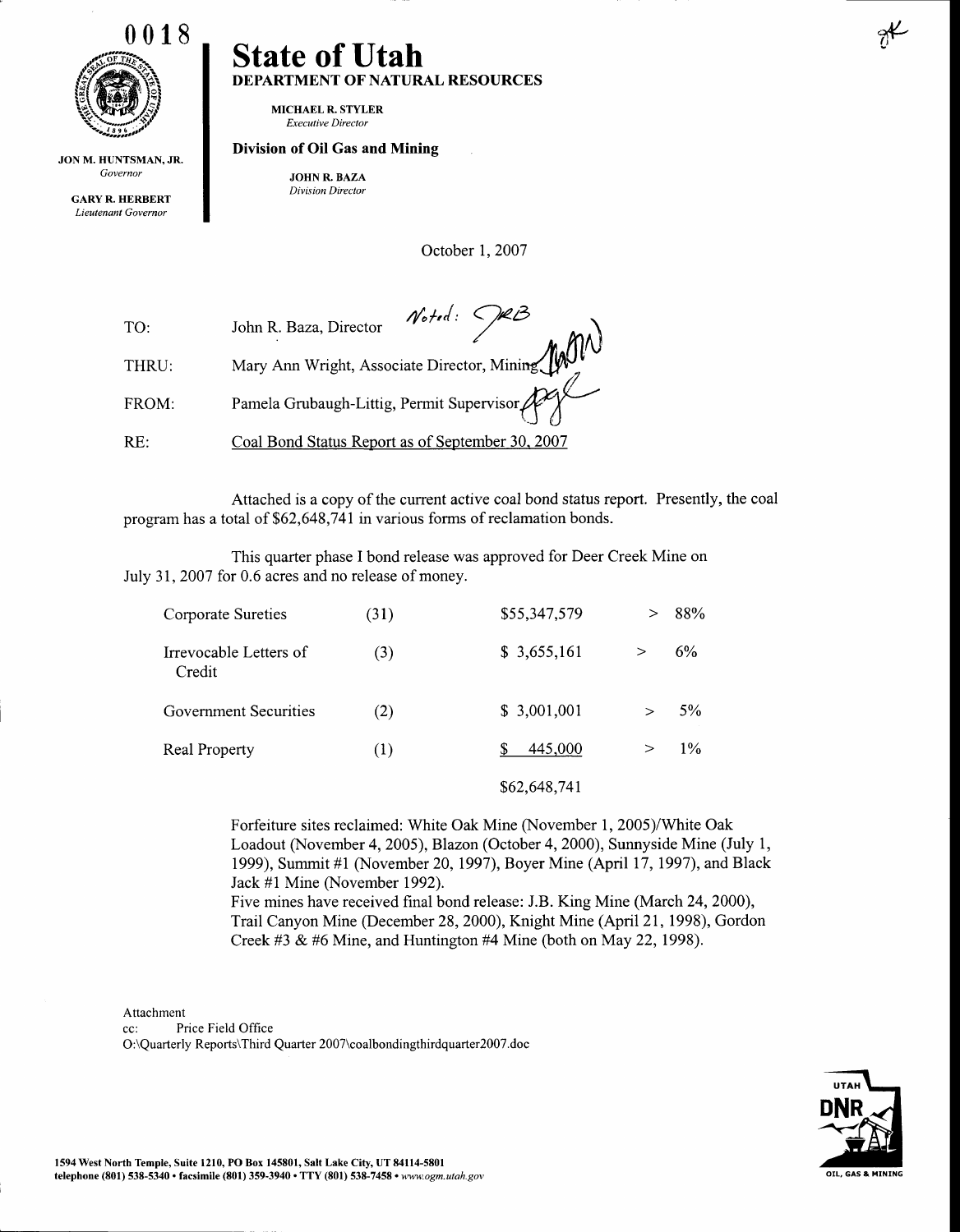0018

# State of Utah

**DEPARTMENT OF NATURAL RESOURCES**

**MICHAEL R. STYLER**
*Executive Director*

**Division of Oil Gas and Mining**

**JOHN R. BAZA**
*Division Director*

**JON M. HUNTSMAN, JR.**
*Governor*

**GARY R. HERBERT**
*Lieutenant Governor*

October 1, 2007

TO: John R. Baza, Director *Noted: JRB*

THRU: Mary Ann Wright, Associate Director, Mining

FROM: Pamela Grubaugh-Littig, Permit Supervisor

RE: Coal Bond Status Report as of September 30, 2007

Attached is a copy of the current active coal bond status report. Presently, the coal program has a total of $62,648,741 in various forms of reclamation bonds.

This quarter phase I bond release was approved for Deer Creek Mine on July 31, 2007 for 0.6 acres and no release of money.

| | | | | |
|---|---|---|---|---|
| Corporate Sureties | (31) | $55,347,579 | > | 88% |
| Irrevocable Letters of Credit | (3) | $ 3,655,161 | > | 6% |
| Government Securities | (2) | $ 3,001,001 | > | 5% |
| Real Property | (1) | $ 445,000 | > | 1% |
| | | $62,648,741 | | |

Forfeiture sites reclaimed: White Oak Mine (November 1, 2005)/White Oak Loadout (November 4, 2005), Blazon (October 4, 2000), Sunnyside Mine (July 1, 1999), Summit #1 (November 20, 1997), Boyer Mine (April 17, 1997), and Black Jack #1 Mine (November 1992).
Five mines have received final bond release: J.B. King Mine (March 24, 2000), Trail Canyon Mine (December 28, 2000), Knight Mine (April 21, 1998), Gordon Creek #3 & #6 Mine, and Huntington #4 Mine (both on May 22, 1998).

Attachment
cc: Price Field Office
O:\Quarterly Reports\Third Quarter 2007\coalbondingthirdquarter2007.doc

1594 West North Temple, Suite 1210, PO Box 145801, Salt Lake City, UT 84114-5801
telephone (801) 538-5340 • facsimile (801) 359-3940 • TTY (801) 538-7458 • www.ogm.utah.gov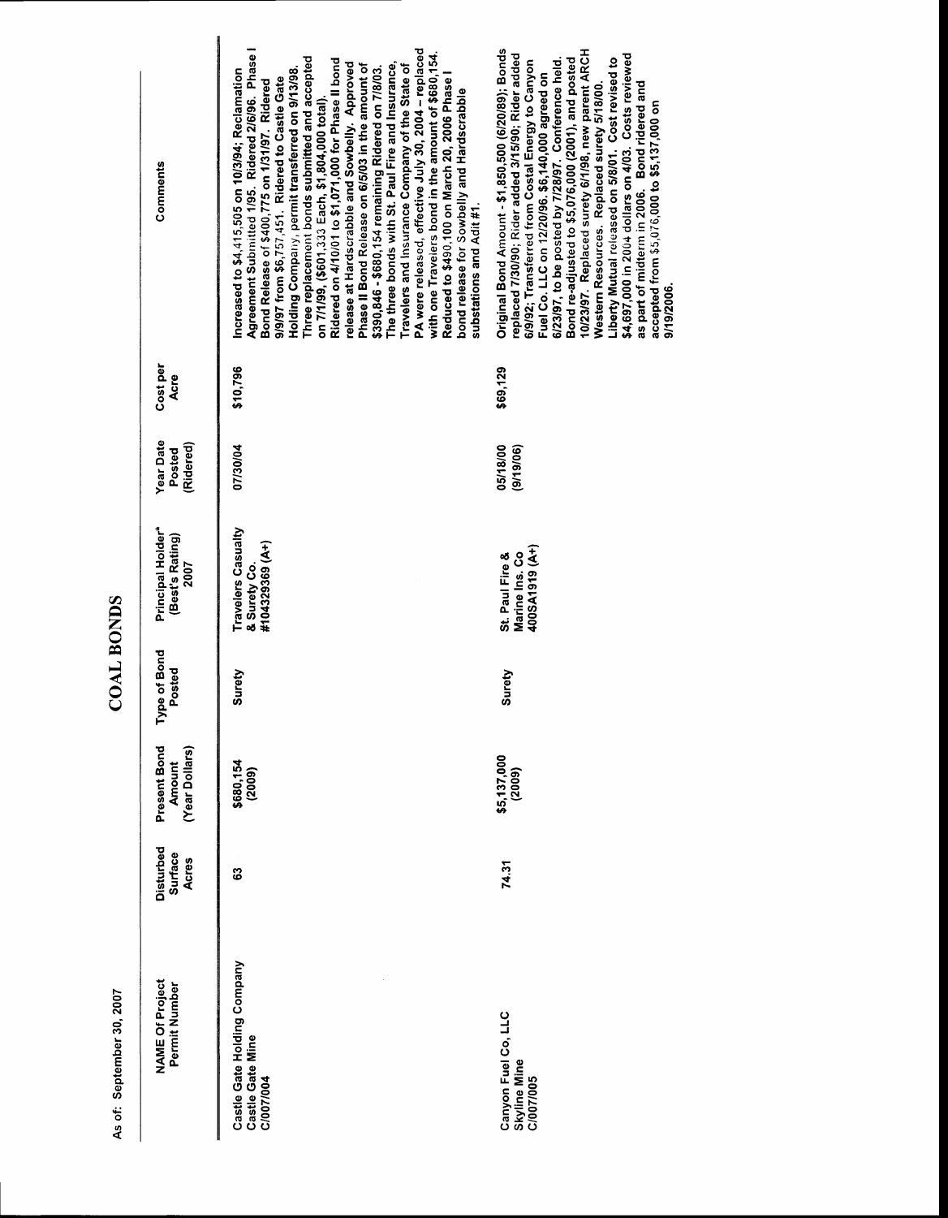As of: September 30, 2007

# COAL BONDS

| NAME Of Project Permit Number | Disturbed Surface Acres | Present Bond Amount (Year Dollars) | Type of Bond Posted | Principal Holder* (Best's Rating) 2007 | Year Date Posted (Ridered) | Cost per Acre | Comments |
|---|---|---|---|---|---|---|---|
| Castle Gate Holding Company Castle Gate Mine C/007/004 | 63 | $680,154 (2009) | Surety | Travelers Casualty & Surety Co. #104329369 (A+) | 07/30/04 | $10,796 | Increased to $4,415,505 on 10/3/94; Reclamation Agreement Submitted 1/95. Ridered 2/6/96. Phase I Bond Release of $400,775 on 1/31/97. Ridered 9/9/97 from $6,757,451. Ridered to Castle Gate Holding Company, permit transferred on 9/13/98. Three replacement bonds submitted and accepted on 7/1/99, ($601,333 Each, $1,804,000 total). Ridered on 4/10/01 to $1,071,000 for Phase II bond release at Hardscrabble and Sowbelly. Approved Phase II Bond Release on 6/5/03 in the amount of $390,846 - $680,154 remaining Ridered on 7/8/03. The three bonds with St. Paul Fire and Insurance, Travelers and Insurance Company of the State of PA were released, effective July 30, 2004 – replaced with one Travelers bond in the amount of $680,154. Reduced to $490,100 on March 20, 2006 Phase I bond release for Sowbelly and Hardscrabble substations and Adit #1. |
| Canyon Fuel Co, LLC Skyline Mine C/007/005 | 74.31 | $5,137,000 (2009) | Surety | St. Paul Fire & Marine Ins. Co 400SA1919 (A+) | 05/18/00 (9/19/06) | $69,129 | Original Bond Amount - $1,850,500 (6/20/89); Bonds replaced 7/30/90; Rider added 3/15/90; Rider added 6/9/92; Transferred from Costal Energy to Canyon Fuel Co. LLC on 12/20/96. $6,140,000 agreed on 6/23/97, to be posted by 7/28/97. Conference held. Bond re-adjusted to $5,076,000 (2001), and posted 10/23/97. Replaced surety 6/1/98, new parent ARCH Western Resources. Replaced surety 5/18/00. Liberty Mutual released on 5/8/01. Cost revised to $4,697,000 in 2004 dollars on 4/03. Costs reviewed as part of midterm in 2006. Bond ridered and accepted from $5,076,000 to $5,137,000 on 9/19/2006. |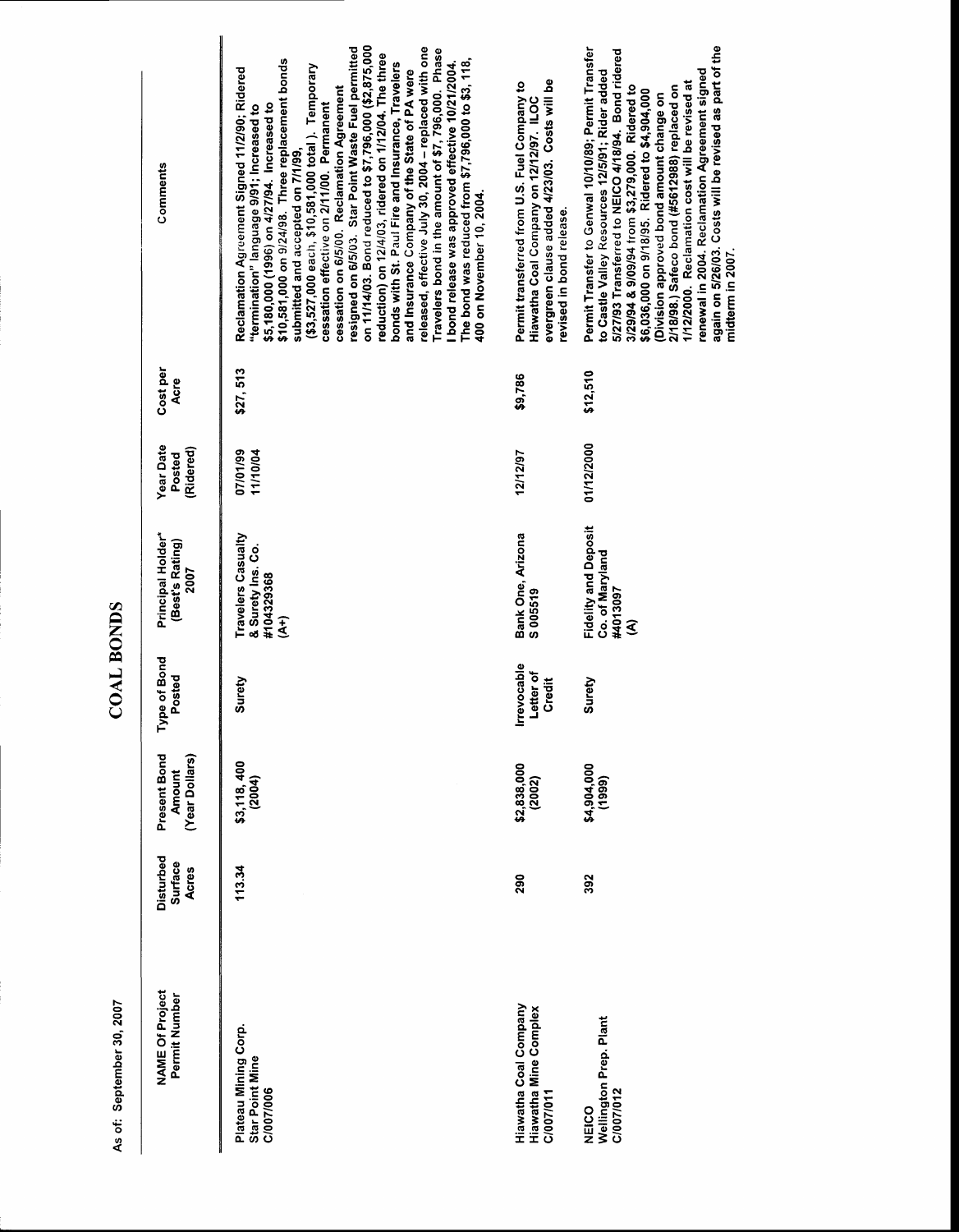As of: September 30, 2007

# COAL BONDS

| NAME Of Project Permit Number | Disturbed Surface Acres | Present Bond Amount (Year Dollars) | Type of Bond Posted | Principal Holder* (Best's Rating) 2007 | Year Date Posted (Ridered) | Cost per Acre | Comments |
|---|---|---|---|---|---|---|---|
| Plateau Mining Corp. Star Point Mine C/007/006 | 113.34 | $3,118, 400 (2004) | Surety | Travelers Casualty & Surety Ins. Co. #104329368 (A+) | 07/01/99 11/10/04 | $27, 513 | Reclamation Agreement Signed 11/2/90; Ridered "termination" language 9/91; Increased to $5,180,000 (1996) on 4/27/94. Increased to $10,581,000 on 9/24/98. Three replacement bonds submitted and accepted on 7/1/99. ($3,527,000 each, $10,581,000 total ). Temporary cessation effective on 2/11/00. Permanent cessation on 6/5/00. Reclamation Agreement resigned on 6/5/03. Star Point Waste Fuel permitted on 11/14/03. Bond reduced to $7,796,000 ($2,875,000 reduction) on 12/4/03, ridered on 1/12/04. The three bonds with St. Paul Fire and Insurance, Travelers and Insurance Company of the State of PA were released, effective July 30, 2004 – replaced with one Travelers bond in the amount of $7, 796,000. Phase I bond release was approved effective 10/21/2004. The bond was reduced from $7,796,000 to $3, 118, 400 on November 10, 2004. |
| Hiawatha Coal Company Hiawatha Mine Complex C/007/011 | 290 | $2,838,000 (2002) | Irrevocable Letter of Credit | Bank One, Arizona S 005519 | 12/12/97 | $9,786 | Permit transferred from U.S. Fuel Company to Hiawatha Coal Company on 12/12/97. ILOC evergreen clause added 4/23/03. Costs will be revised in bond release. |
| NEICO Wellington Prep. Plant C/007/012 | 392 | $4,904,000 (1999) | Surety | Fidelity and Deposit Co. of Maryland #4013097 (A) | 01/12/2000 | $12,510 | Permit Transfer to Genwal 10/10/89; Permit Transfer to Castle Valley Resources 12/5/91; Rider added 5/27/93 Transferred to NEICO 4/18/94. Bond ridered 3/29/94 & 9/09/94 from $3,279,000. Ridered to $6,036,000 on 9/18/95. Ridered to $4,904,000 (Division approved bond amount change on 2/18/98.) Safeco bond (#5612988) replaced on 1/12/2000. Reclamation cost will be revised at renewal in 2004. Reclamation Agreement signed again on 5/26/03. Costs will be revised as part of the midterm in 2007. |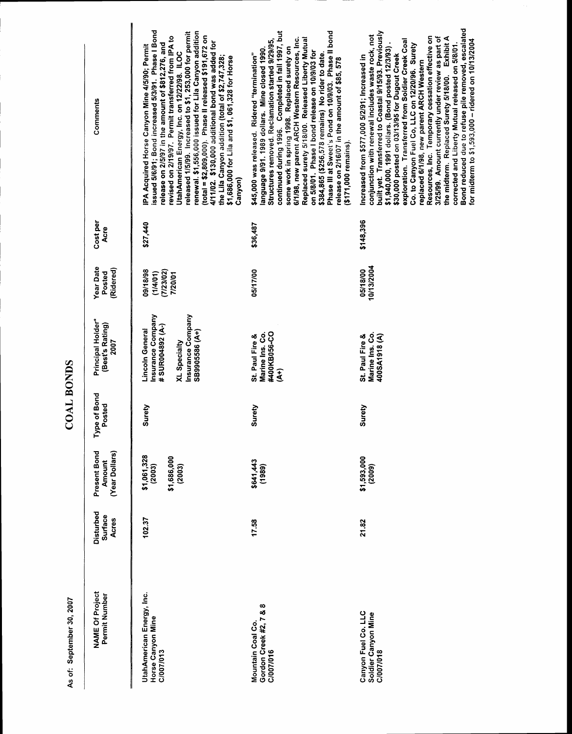As of: September 30, 2007

# COAL BONDS

| NAME Of Project Permit Number | Disturbed Surface Acres | Present Bond Amount (Year Dollars) | Type of Bond Posted | Principal Holder* (Best's Rating) 2007 | Year Date Posted (Ridered) | Cost per Acre | Comments |
|---|---|---|---|---|---|---|---|
| UtahAmerican Energy, Inc. Horse Canyon Mine C/007/013 | 102.37 | $1,061,328 (2003) $1,686,000 (2003) | Surety | Lincoln General Insurance Company # SUR004892 (A-) XL Specialty Insurance Company SB9905586 (A+) | 09/18/98 (1/4/01) (7/23/02) 7/20/01 | $27,440 | IPA Acquired Horse Canyon Mine 4/5/90; Permit issued 5/6/91; Bond increased 5/3/91. Phase I Bond release on 2/5/97 in the amount of $812,276, and revised on 2/19/97. Permit transferred from IPA to UtahAmerican Energy, Inc. on 12/22/98. ILOC released 1/5/99. Increased to $1, 253,000 for permit renewal. $1,556,000 issued for Lila Canyon addition (total = $2,809,000). Phase II released $191,672 on 4/11/02. $130,000 additional bond was added for the Lila Canyon addition (total of $2,747,328; $1,686,000 for Lila and $1, 061,328 for Horse Canyon) |
| Mountain Coal Co. Gordon Creek #2, 7 & 8 C/007/016 | 17.58 | $641,443 (1989) | Surety | St. Paul Fire & Marine Ins. Co. #400KB056-CO (A+) | 05/17/00 | $36,487 | $45,000 was released. Ridered "termination" language 9/91. 1989 dollars. Mine closed 1990. Structures removed. Reclamation started 9/29/95, continued during 1996. Completed in fall 1997, but some work in spring 1998. Replaced surety on 6/1/98, new parent ARCH Western Resources, Inc. Replaced surety 5/18/00. Released Liberty Mutual on 5/8/01. Phase I bond release on 10/9/03 for $384,865 ($256,578 remains) No rider to date. Phase III at Sweet's Pond on 10/9/03. Phase II bond release on 2/16/07 in the amount of $85, 578 ($171,000 remains). |
| Canyon Fuel Co. LLC Soldier Canyon Mine C/007/018 | 21.82 | $1,593,000 (2009) | Surety | St. Paul Fire & Marine Ins. Co. 400SA1918 (A) | 05/18/00 10/13/2004 | $148,396 | Increased from $577,000 5/2/91; Increased in conjunction with renewal includes waste rock, not built yet. Transferred to Coastal 9/15/93. Previously $1,940,000, 1991 dollars. (Bond posted 12/3/93) . $30,000 posted on 03/13/95 for Dugout Creek exploration. Transferred from Soldier Creek Coal Co. to Canyon Fuel Co, LLC on 12/20/96. Surety replaced 6/1/98, new parent ARCH Western Resources, Inc. Temporary cessation effective on 3/25/99. Amount currently under review as part of the midterm. Replaced Surety 5/18/00. Exhibit A corrected and Liberty Mutual released on 5/8/01. Bond reduced due to refuse pile removed, escalated for midterm to $1,593,000 – ridered on 10/13/2004 |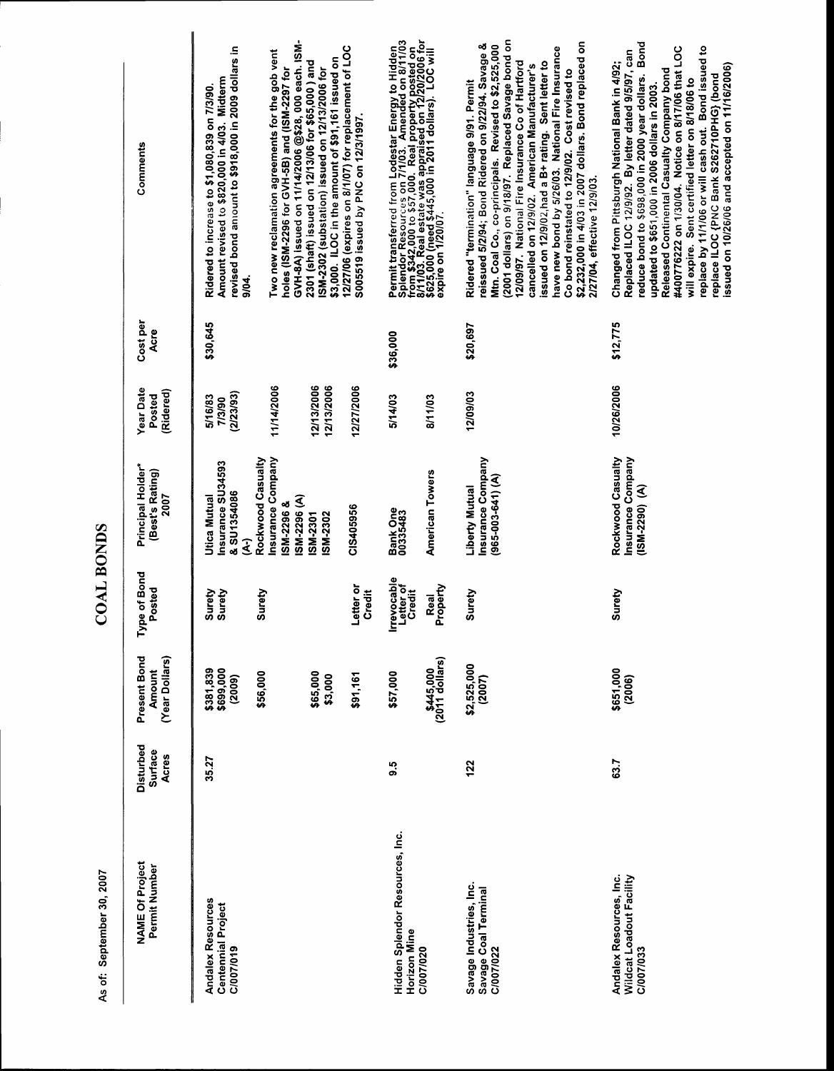As of: September 30, 2007

# COAL BONDS

| NAME Of Project Permit Number | Disturbed Surface Acres | Present Bond Amount (Year Dollars) | Type of Bond Posted | Principal Holder* (Best's Rating) 2007 | Year Date Posted (Ridered) | Cost per Acre | Comments |
|---|---|---|---|---|---|---|---|
| Andalex Resources Centennial Project C/007/019 | 35.27 | $381,839<br>$699,000 (2009) | Surety<br>Surety | Utica Mutual Insurance SU34593 & SU1354086 (A-) | 5/16/83<br>7/3/90<br>(2/23/93) | $30,645 | Ridered to increase to $1,080,839 on 7/3/90. Amount revised to $820,000 in 4/03. Midterm revised bond amount to $918,000 in 2009 dollars in 9/04. |
| | | $56,000<br><br>$65,000<br>$3,000 | Surety | Rockwood Casualty Insurance Company ISM-2296 & ISM-2296 (A)<br>ISM-2301<br>ISM-2302 | 11/14/2006<br><br>12/13/2006<br>12/13/2006 | | Two new reclamation agreements for the gob vent holes (ISM-2296 for GVH-5B) and (ISM-2297 for GVH-8A) issued on 11/14/2006 @$28, 000 each. ISM-2301 (shaft) issued on 12/13/06 for $65,000 ) and ISM-2302 (substation) issued on 12/13/2006 for $3,000. ILOC in the amount of $91,161 issued on 12/27/06 (expires on 8/1/07) for replacement of LOC |
| | | $91,161 | Letter or Credit | CIS405956 | 12/27/2006 | | S005519 issued by PNC on 12/3/1997. |
| Hidden Splendor Resources, Inc. Horizon Mine C/007/020 | 9.5 | $57,000<br><br>$445,000 (2011 dollars) | Irrevocable Letter of Credit<br>Real Property | Bank One 00335483<br><br>American Towers | 5/14/03<br><br>8/11/03 | $36,000 | Permit transferred from Lodestar Energy to Hidden Splendor Resources on 7/1/03. Amended on 8/11/03 from $342,000 to $57,000. Real property posted on 8/11/03. Real estate was appraised on 12/20/2006 for $625,000 (need $445,000 in 2011 dollars). LOC will expire on 1/20/07. |
| Savage Industries, Inc. Savage Coal Terminal C/007/022 | 122 | $2,525,000 (2007) | Surety | Liberty Mutual Insurance Company (965-003-641) (A) | 12/09/03 | $20,697 | Ridered "termination" language 9/91. Permit reissued 5/2/94; Bond Ridered on 9/22/94. Savage & Mtn. Coal Co., co-principals. Revised to $2,525,000 (2001 dollars) on 9/18/97. Replaced Savage bond on 12/09/97. National Fire Insurance Co of Hartford cancelled on 12/9/02. American Manufacturer's issued on 12/9/02,had a B+ rating. Sent letter to have new bond by 5/26/03. National Fire Insurance Co bond reinstated to 12/9/02. Cost revised to $2,232,000 in 4/03 in 2007 dollars. Bond replaced on 2/27/04, effective 12/9/03. |
| Andalex Resources, Inc. Wildcat Loadout Facility C/007/033 | 63.7 | $651,000 (2006) | Surety | Rockwood Casualty Insurance Company (ISM-2290) (A) | 10/26/2006 | $12,775 | Changed from Pittsburgh National Bank in 4/92; Replaced ILOC 12/9/92. By letter dated 9/5/97, can reduce bond to $698,000 in 2000 year dollars. Bond updated to $651,000 in 2006 dollars in 2003. Released Continental Casualty Company bond #400776222 on 1/30/04. Notice on 8/17/06 that LOC will expire. Sent certified letter on 8/18/06 to replace by 11/1/06 or will cash out. Bond issued to replace ILOC (PNC Bank S262710PHG) (bond issued on 10/26/06 and accepted on 11/16/2006) |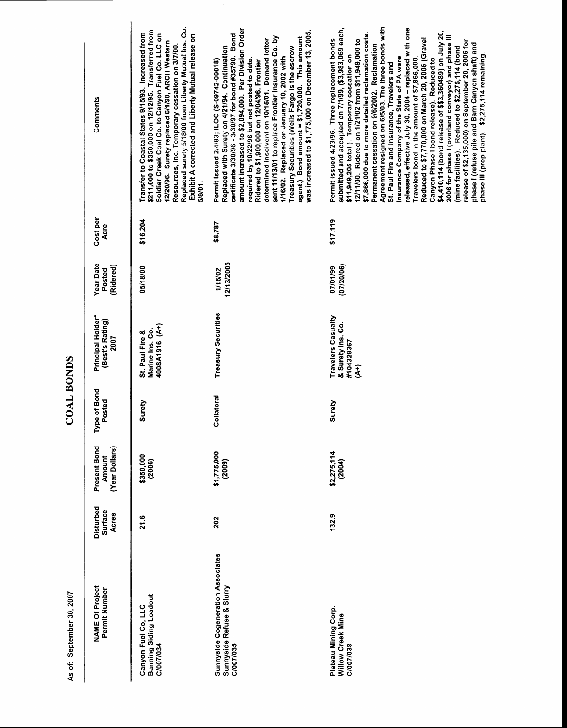As of: September 30, 2007

# COAL BONDS

| NAME Of Project Permit Number | Disturbed Surface Acres | Present Bond Amount (Year Dollars) | Type of Bond Posted | Principal Holder* (Best's Rating) 2007 | Year Date Posted (Ridered) | Cost per Acre | Comments |
|---|---|---|---|---|---|---|---|
| Canyon Fuel Co, LLC Banning Siding Loadout C/007/034 | 21.6 | $350,000 (2006) | Surety | St. Paul Fire & Marine Ins. Co. 400SA1916 (A+) | 05/18/00 | $16,204 | Transfer to Coastal States 9/15/93. Increased from $211,000 to $350,000 on 12/12/95. Transferred from Soldier Creek Coal Co. to Canyon Fuel Co. LLC on 12/20/96. Surety replaced 6/1/98, ARCH Western Resources, Inc. Temporary cessation on 3/7/00. Replaced surety 5/18/00 from Liberty Mutual Ins. Co. Exhibit A corrected and Liberty Mutual release on 5/8/01. |
| Sunnyside Cogeneration Associates Sunnyside Refuse & Slurry C/007/035 | 202 | $1,775,000 (2009) | Collateral | Treasury Securities | 1/16/02 12/13/2005 | $8,787 | Permit Issued 2/4/93; ILOC (S-09742-00018) Replaced with Surety on 4/21/94. Continuation certificate 3/30/96 - 3/30/97 for bond #35790. Bond amount increased to $2,094,000. Per Division Order required by 10/22/96 but not posted to date. Ridered to $1,900,000 on 12/04/96. Frontier determined insolvent on 10/15/01. Demand letter sent 11/13/01 to replace Frontier Insurance Co. by 1/16/02. Replaced on January 10, 2002 with Treasury Securities (Wells Fargo is the escrow agent.) Bond amount = $1,720,000. This amount was increased to $1,775,000 on December 13, 2005. |
| Plateau Mining Corp. Willow Creek Mine C/007/038 | 132.9 | $2,275,114 (2004) | Surety | Travelers Casualty & Surety Ins. Co. #104329367 (A+) | 07/01/99 (07/20/06) | $17,119 | Permit issued 4/23/96. Three replacement bonds submitted and accepted on 7/1/99, ($3,983,069 each, $11,949,205 total). Temporary cessation on 12/11/00. Ridered on 1/21/02 from $11,949,000 to $7,866,000 due to more detailed reclamation costs. Permanent cessation on 9/6/2002. Reclamation Agreement resigned on 6/5/03. The three bonds with St. Paul Fire and Insurance, Travelers and Insurance Company of the State of PA were released, effective July 30, 2004 – replaced with one Travelers bond in the amount of $7,866,000. Reduced to $7,770,000 on March 20, 2006 (Gravel Canyon Phase I bond release). Reduced to $4,410,114 (bond release of $$3,360489) on July 20, 2006 for phase I (overland conveyor) and phase III (mine facilities). Reduced to $2,275,114 (bond release of $2,135,000) on September 20, 2006 for phase I (refuse pile and Barn Canyon shaft) and phase III (prep plant). $2,275,114 remaining. |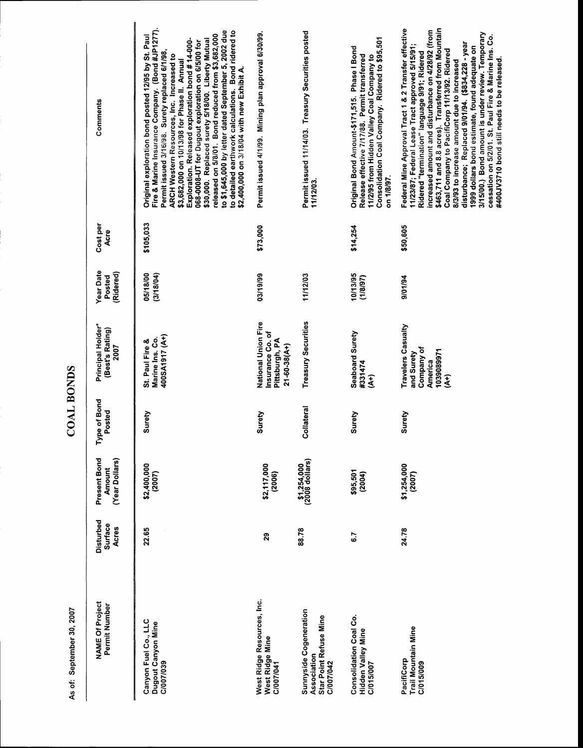As of: September 30, 2007

# COAL BONDS

| NAME Of Project Permit Number | Disturbed Surface Acres | Present Bond Amount (Year Dollars) | Type of Bond Posted | Principal Holder* (Best's Rating) 2007 | Year Date Posted (Ridered) | Cost per Acre | Comments |
|---|---|---|---|---|---|---|---|
| Canyon Fuel Co., LLC Dugout Canyon Mine C/007/039 | 22.65 | $2,400,000 (2007) | Surety | St. Paul Fire & Marine Ins. Co. 400SA1917 (A+) | 05/18/00 (3/18/04) | $105,033 | Original exploration bond posted 12/95 by St. Paul Fire & Marine Insurance Company. (Bond #JP1277). Permit issued 3/16/98. Surety replaced 6/1/98, ARCH Western Resources, Inc. Increased to $3,682,000 on 10/13/98 for Phase II. Annual Exploration. Released exploration bond # 14-000-068-0008-UT for Dugout exploration on 6/5/00 for $30,000. Replaced surety 5/18/00. Liberty Mutual released on 5/8/01. Bond reduced from $3,682,000 to $1,645,000 by letter dated September 5, 2002 due to detailed earthwork calculations. Bond ridered to $2,400,000 on 3/18/04 with new Exhibit A. |
| West Ridge Resources, Inc. West Ridge Mine C/007/041 | 29 | $2,117,000 (2006) | Surety | National Union Fire Insurance Co. of Pittsburgh, PA 21-60-38(A+) | 03/19/99 | $73,000 | Permit issued 4/1/99. Mining plan approval 6/30/99. |
| Sunnyside Cogeneration Association Star Point Refuse Mine C/007/042 | 88.78 | $1,254,000 (2008 dollars) | Collateral | Treasury Securities | 11/12/03 | | Permit issued 11/14/03. Treasury Securities posted 11/12/03. |
| Consolidation Coal Co. Hidden Valley Mine C/015/007 | 6.7 | $95,501 (2004) | Surety | Seaboard Surety #331474 (A+) | 10/13/95 (1/8/97) | $14,254 | Original Bond Amount-$171,515. Phase I Bond Release effective 7/17/88. Permit transferred 11/2/95 from Hidden Valley Coal Company to Consolidation Coal Company. Ridered to $95,501 on 1/8/97. |
| PacifiCorp Trail Mountain Mine C/015/009 | 24.78 | $1,254,000 (2007) | Surety | Travelers Casualty and Surety Company of America 103908971 (A+) | 9/01/94 | $50,605 | Federal Mine Approval Tract 1 & 2 Transfer effective 11/23/87; Federal Lease Tract approved 5/15/91; Ridered "termination" language 9/91; Ridered increased amount and disturbance on 4/28/92 (from $463,711 and 8.8 acres). Transferred from Mountain Coal Company to PacifiCorp 11/13/92. Ridered 8/3/93 to increase amount due to increased disturbance; Replaced 9/01/94. ($834,228 - year 1999 dollars bond estimate, found adequate on 3/15/00.) Bond amount is under review. Temporary cessation on 5/2/01. St. Paul Fire & Marine Ins. Co. #400JV3710 bond still needs to be released. |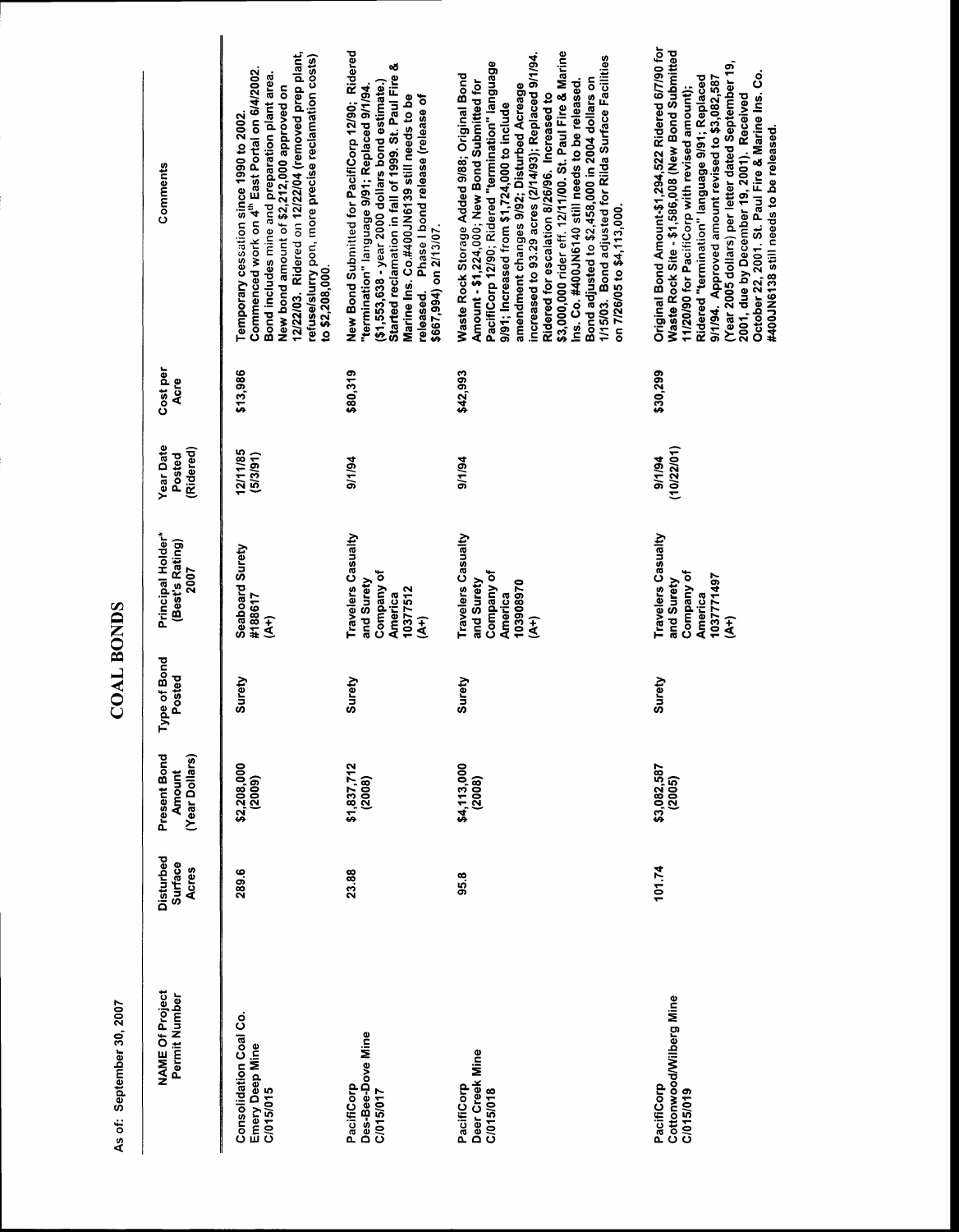As of: September 30, 2007

# COAL BONDS

| NAME Of Project Permit Number | Disturbed Surface Acres | Present Bond Amount (Year Dollars) | Type of Bond Posted | Principal Holder* (Best's Rating) 2007 | Year Date Posted (Ridered) | Cost per Acre | Comments |
|---|---|---|---|---|---|---|---|
| Consolidation Coal Co. Emery Deep Mine C/015/015 | 289.6 | $2,208,000 (2009) | Surety | Seaboard Surety #188617 (A+) | 12/11/85 (5/3/91) | $13,986 | Temporary cessation since 1990 to 2002. Commenced work on 4th East Portal on 6/4/2002. Bond includes mine and preparation plant area. New bond amount of $2,212,000 approved on 12/22/03. Ridered on 12/22/04 (removed prep plant, refuse/slurry pon, more precise reclamation costs) to $2,208,000. |
| PacifiCorp Des-Bee-Dove Mine C/015/017 | 23.88 | $1,837,712 (2008) | Surety | Travelers Casualty and Surety Company of America 10377512 (A+) | 9/1/94 | $80,319 | New Bond Submitted for PacifiCorp 12/90; Ridered "termination" language 9/1/91; Replaced 9/1/94. ($1,553,638 - year 2000 dollars bond estimate.) Started reclamation in fall of 1999. St. Paul Fire & Marine Ins. Co.#400JN6139 still needs to be released. Phase I bond release (release of $667,994) on 2/13/07. |
| PacifiCorp Deer Creek Mine C/015/018 | 95.8 | $4,113,000 (2008) | Surety | Travelers Casualty and Surety Company of America 103908970 (A+) | 9/1/94 | $42,993 | Waste Rock Storage Added 9/88; Original Bond Amount - $1,224,000; New Bond Submitted for PacifiCorp 12/90; Ridered "termination" language 9/91; Increased from $1,724,000 to include amendment changes 9/92; Disturbed Acreage increased to 93.29 acres (2/14/93); Replaced 9/1/94. Ridered for escalation 8/26/96. Increased to $3,000,000 rider eff. 12/11/00. St. Paul Fire & Marine Ins. Co. #400JN6140 still needs to be released. Bond adjusted to $2,458,000 in 2004 dollars on 1/15/03. Bond adjusted for Rilda Surface Facilities on 7/26/05 to $4,113,000. |
| PacifiCorp Cottonwood/Wilberg Mine C/015/019 | 101.74 | $3,082,587 (2005) | Surety | Travelers Casualty and Surety Company of America 103771497 (A+) | 9/1/94 (10/22/01) | $30,299 | Original Bond Amount-$1,294,522 Ridered 6/7/90 for Waste Rock Site - $1,586,008 (New Bond Submitted 11/20/90 for PacifiCorp with revised amount); Ridered "termination" language 9/91; Replaced 9/1/94. Approved amount revised to $3,082,587 (Year 2005 dollars) per letter dated September 19, 2001, due by December 19, 2001). Received October 22, 2001. St. Paul Fire & Marine Ins. Co. #400JN6138 still needs to be released. |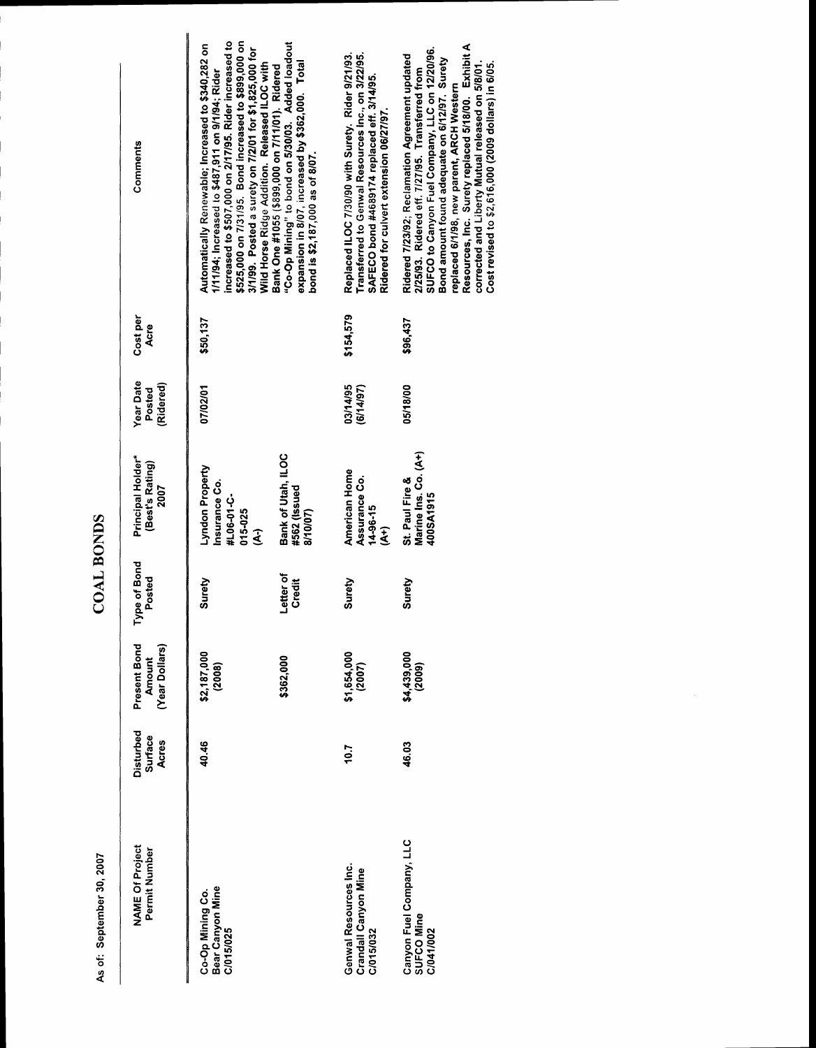As of: September 30, 2007

# COAL BONDS

| NAME Of Project Permit Number | Disturbed Surface Acres | Present Bond Amount (Year Dollars) | Type of Bond Posted | Principal Holder* (Best's Rating) 2007 | Year Date Posted (Ridered) | Cost per Acre | Comments |
|---|---|---|---|---|---|---|---|
| Co-Op Mining Co. Bear Canyon Mine C/015/025 | 40.46 | $2,187,000 (2008) | Surety | Lyndon Property Insurance Co. #L06-01-C-015-025 (A-) | 07/02/01 | $50,137 | Automatically Renewable; Increased to $340,282 on 1/11/94; Increased to $487,911 on 9/1/94; Rider increased to $507,000 on 2/17/95. Rider increased to $525,000 on 7/31/95. Bond increased to $899,000 on 3/1/99. Posted a surety on 7/2/01 for $1,825,000 for Wild Horse Ridge Addition. Released ILOC with Bank One #1055 ($899,000 on 7/11/01). Ridered "Co-Op Mining" to bond on 5/30/03. Added loadout expansion in 8/07, increased by $362,000. Total bond is $2,187,000 as of 8/07. |
| | | $362,000 | Letter of Credit | Bank of Utah, ILOC #562 (Issued 8/10/07) | | | |
| Genwal Resources Inc. Crandall Canyon Mine C/015/032 | 10.7 | $1,654,000 (2007) | Surety | American Home Assurance Co. 14-96-15 (A+) | 03/14/95 (6/14/97) | $154,579 | Replaced ILOC 7/30/90 with Surety. Rider 9/21/93. Transferred to Genwal Resources Inc., on 3/22/95. SAFECO bond #4689174 replaced eff. 3/14/95. Ridered for culvert extension 06/27/97. |
| Canyon Fuel Company, LLC SUFCO Mine C/041/002 | 46.03 | $4,439,000 (2009) | Surety | St. Paul Fire & Marine Ins. Co. (A+) 400SA1915 | 05/18/00 | $96,437 | Ridered 7/23/92; Reclamation Agreement updated 2/25/93. Ridered eff. 7/27/95. Transferred from SUFCO to Canyon Fuel Company, LLC on 12/20/96. Bond amount found adequate on 6/12/97. Surety replaced 6/1/98, new parent, ARCH Western Resources, Inc. Surety replaced 5/18/00. Exhibit A corrected and Liberty Mutual released on 5/8/01. Cost revised to $2,616,000 (2009 dollars) in 6/05. |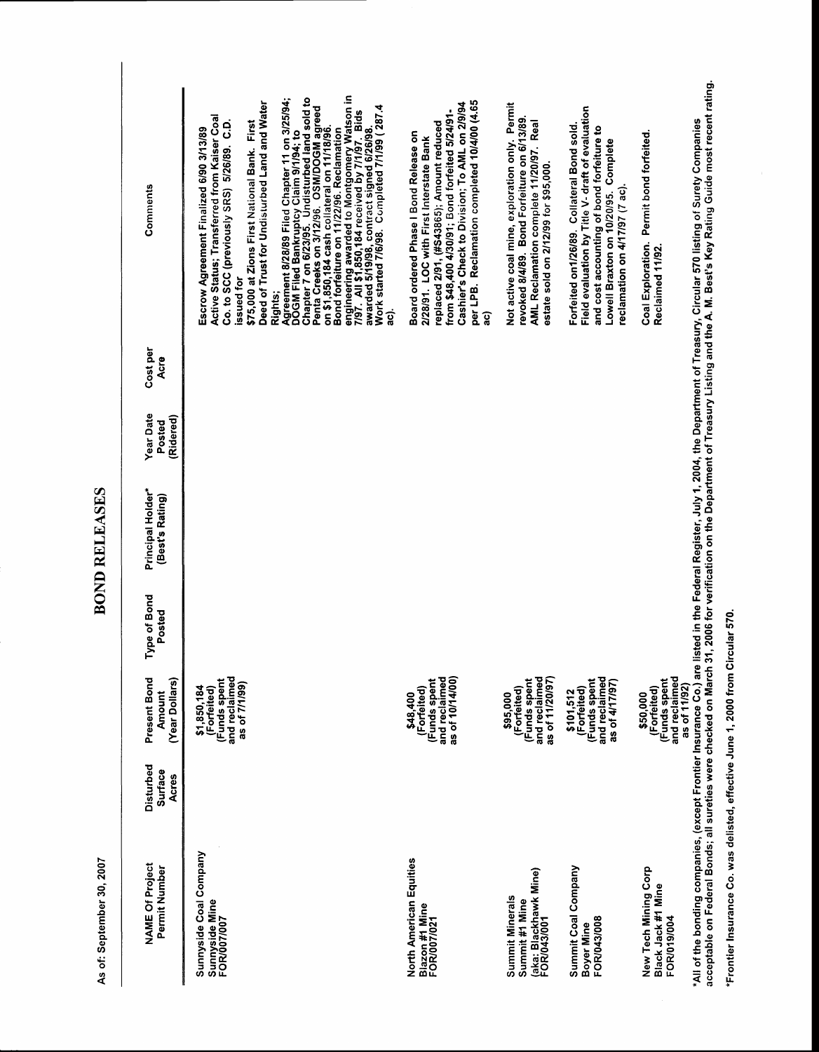As of: September 30, 2007

# BOND RELEASES

| NAME Of Project Permit Number | Disturbed Surface Acres | Present Bond Amount (Year Dollars) | Type of Bond Posted | Principal Holder* (Best's Rating) | Year Date Posted (Ridered) | Cost per Acre | Comments |
|---|---|---|---|---|---|---|---|
| Sunnyside Coal Company Sunnyside Mine FOR/007/007 | | $1,850,184 (Forfeited) (Funds spent and reclaimed as of 7/1/99) | | | | | Escrow Agreement Finalized 6/90 3/13/89 Active Status; Transferred from Kaiser Coal Co. to SCC (previously SRS) 5/26/89. C.D. issued for $75,000 at Zions First National Bank. First Deed of Trust for Undisturbed Land and Water Rights; Agreement 8/28/89 Filed Chapter 11 on 3/25/94; DOGM Filed Bankruptcy Claim 9/1/94; to Chapter 7 on 6/23/95. Undisturbed land sold to Penta Creeks on 3/12/96. OSM/DOGM agreed on $1,850,184 cash collateral on 11/18/96. Bond forfeiture on 11/22/96. Reclamation engineering awarded to Montgomery Watson in 7/97. All $1,850,184 received by 7/1/97. Bids awarded 5/19/98, contract signed 6/26/98. Work started 7/6/98. Completed 7/1/99 (287.4 ac). |
| North American Equities Blazon #1 Mine FOR/007/021 | | $48,400 (Forfeited) (Funds spent and reclaimed as of 10/14/00) | | | | | Board ordered Phase I Bond Release on 2/28/91. LOC with First Interstate Bank replaced 2/91, (#S43865); Amount reduced from $48,400 4/30/91; Bond forfeited 5/24/91-Cashier's Check to Division; To AML on 2/9/94 per LPB. Reclamation completed 10/4/00 (4.65 ac) |
| Summit Minerals Summit #1 Mine (aka: Blackhawk Mine) FOR/043/001 | | $95,000 (Forfeited) (Funds spent and reclaimed as of 11/20/97) | | | | | Not active coal mine, exploration only. Permit revoked 8/4/89. Bond Forfeiture on 6/13/89. AML Reclamation complete 11/20/97. Real estate sold on 2/12/99 for $95,000. |
| Summit Coal Company Boyer Mine FOR/043/008 | | $101,512 (Forfeited) (Funds spent and reclaimed as of 4/17/97) | | | | | Forfeited on1/26/89. Collateral Bond sold. Field evaluation by Title V- draft of evaluation and cost accounting of bond forfeiture to Lowell Braxton on 10/20/95. Complete reclamation on 4/17/97 (7 ac). |
| New Tech Mining Corp Black Jack #1 Mine FOR/019/004 | | $50,000 (Forfeited) (Funds spent and reclaimed as of 11/92) | | | | | Coal Exploration. Permit bond forfeited. Reclaimed 11/92. |

*All of the bonding companies, (except Frontier Insurance Co.) are listed in the Federal Register, July 1, 2004, the Department of Treasury, Circular 570 listing of Surety Companies acceptable on Federal Bonds; all sureties were checked on March 31, 2006 for verification on the Department of Treasury Listing and the A. M. Best's Key Rating Guide most recent rating.

*Frontier Insurance Co. was delisted, effective June 1, 2000 from Circular 570.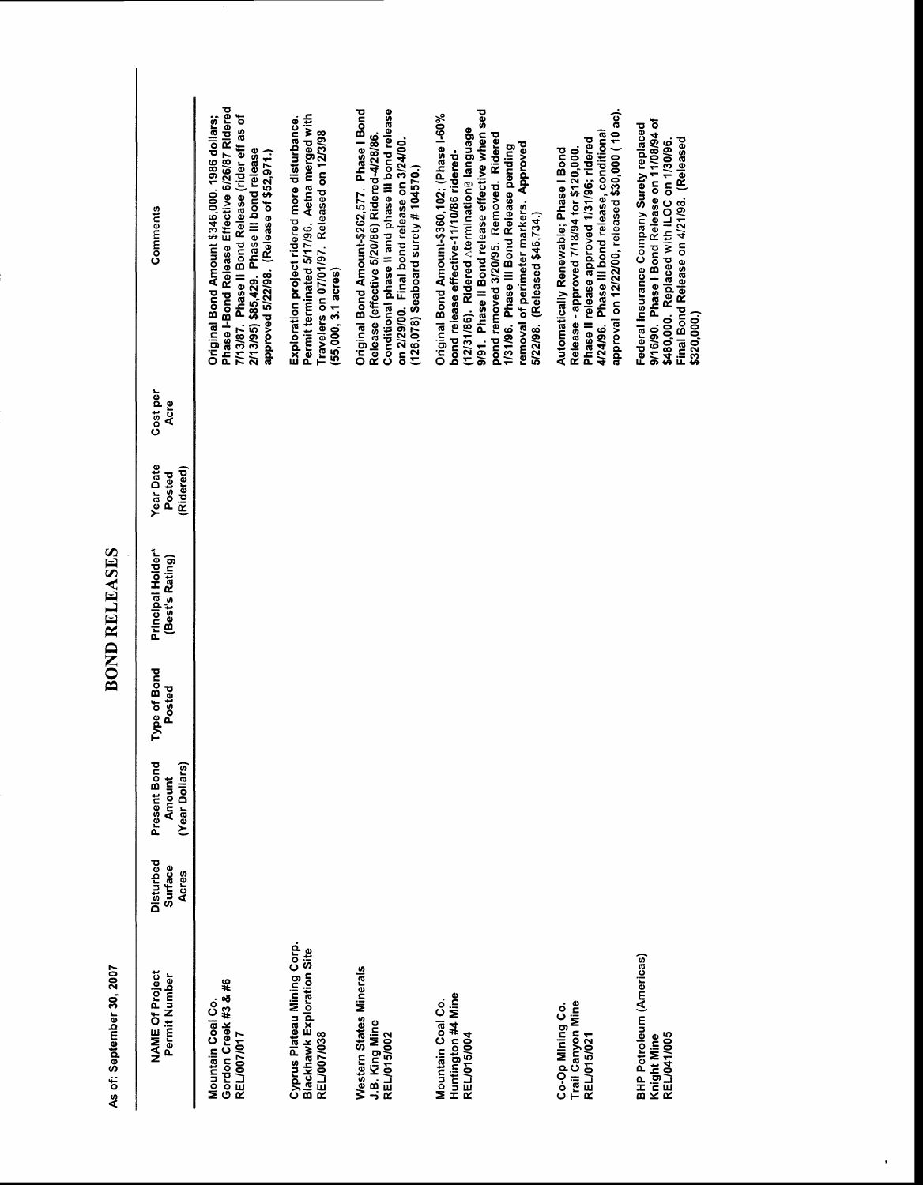As of: September 30, 2007

# BOND RELEASES

| NAME Of Project Permit Number | Disturbed Surface Acres | Present Bond Amount (Year Dollars) | Type of Bond Posted | Principal Holder* (Best's Rating) | Year Date Posted (Ridered) | Cost per Acre | Comments |
|---|---|---|---|---|---|---|---|
| Mountain Coal Co. Gordon Creek #3 & #6 REL/007/017 | | | | | | | Original Bond Amount $346,000. 1986 dollars; Phase I-Bond Release Effective 6/26/87 Ridered 7/13/87. Phase II Bond Release (rider eff as of 2/13/95) $85,429. Phase III bond release approved 5/22/98. (Release of $52,971.) |
| Cyprus Plateau Mining Corp. Blackhawk Exploration Site REL/007/038 | | | | | | | Exploration project ridered more disturbance. Permit terminated 5/17/96. Aetna merged with Travelers on 07/01/97. Released on 12/3/98 (55,000, 3.1 acres) |
| Western States Minerals J.B. King Mine REL/015/002 | | | | | | | Original Bond Amount-$262,577. Phase I Bond Release (effective 5/20/86) Ridered-4/28/86. Conditional phase II and phase III bond release on 2/29/00. Final bond release on 3/24/00. (126,078) Seaboard surety # 104570.) |
| Mountain Coal Co. Huntington #4 Mine REL/015/004 | | | | | | | Original Bond Amount-$360,102; (Phase I-60% bond release effective-11/10/86 ridered-(12/31/86). Ridered termination language 9/91. Phase II Bond release effective when sed pond removed 3/20/95. Removed. Ridered 1/31/96. Phase III Bond Release pending removal of perimeter markers. Approved 5/22/98. (Released $46,734.) |
| Co-Op Mining Co. Trail Canyon Mine REL/015/021 | | | | | | | Automatically Renewable; Phase I Bond Release - approved 7/18/94 for $120,000. Phase II release approved 1/31/96; ridered 4/24/96. Phase III bond release, conditional approval on 12/22/00, released $30,000 ( 10 ac). |
| BHP Petroleum (Americas) Knight Mine REL/041/005 | | | | | | | Federal Insurance Company Surety replaced 9/16/90. Phase I Bond Release on 11/08/94 of $480,000. Replaced with ILOC on 1/30/96. Final Bond Release on 4/21/98. (Released $320,000.) |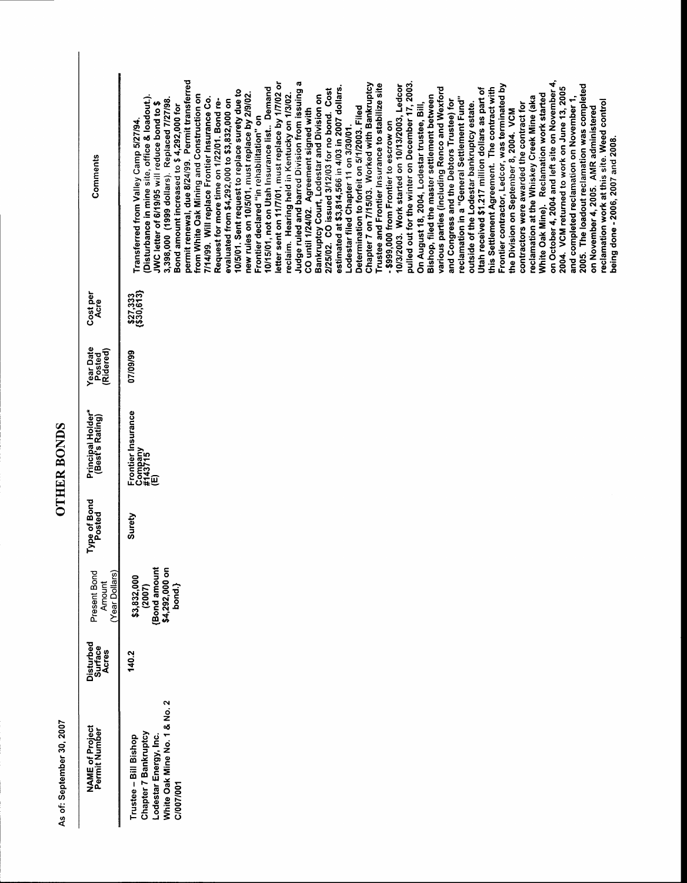As of: September 30, 2007

# OTHER BONDS

| NAME of Project Permit Number | Disturbed Surface Acres | Present Bond Amount (Year Dollars) | Type of Bond Posted | Principal Holder* (Best's Rating) | Year Date Posted (Ridered) | Cost per Acre | Comments |
|---|---|---|---|---|---|---|---|
| Trustee – Bill Bishop Chapter 7 Bankruptcy Lodestar Energy, Inc. White Oak Mine No. 1 & No. 2 C/007/001 | 140.2 | $3,832,000 (2007) {Bond amount $4,292,000 on bond.} | Surety | Frontier Insurance Company #143715 (E) | 07/09/99 | $27,333 ($30,613) | Transferred from Valley Camp 5/27/94. (Disturbance in mine site, office & loadout). JWC letter of 6/19/95 will reduce bond to $ 3,398,000 (1999 dollars). Replaced 7/27/98. Bond amount increased to $ 4,292,000 for permit renewal, due 8/24/99. Permit transferred from White Oak Mining and Construction on 7/14/99. Will replace Frontier Insurance Co. Request for more time on 1/22/01. Bond re-evaluated from $4,292,000 to $3,832,000 on 10/5/01. Sent request to replace surety due to new rules on 10/5/01, must replace by 2/9/02. Frontier declared "in rehabilitation" on 10/15/01, not on Utah Insurance list.. Demand letter sent on 11/7/01, must replace by 1/7/02 or reclaim. Hearing held in Kentucky on 1/3/02. Judge ruled and barred Division from issuing a CO until 1/24/02. Agreement signed with Bankruptcy Court, Lodestar and Division on 2/25/02. CO issued 3/12/03 for no bond. Cost estimated at $3,814,566 in 4/03 in 2007 dollars. Lodestar filed Chapter 11 on 3/30/01. Determination to forfeit on 5/1/2003. Filed Chapter 7 on 7/15/03. Worked with Bankruptcy Trustee and Frontier Insurance to stabilize site - $999,000 from Frontier to escrow on 10/3/2003. Work started on 10/13/2003, Ledcor pulled out for the winter on December 17, 2003. On August 18, 2004, Lodestar trustee, Bill, Bishop, filed the master settlement between various parties (including Renco and Wexford and Congress and the Debtors Trustee) for reclamation in a "General Settlement Fund" outside of the Lodestar bankruptcy estate. Utah received $1.217 million dollars as part of this Settlement Agreement. The contract with Frontier contractor, Ledcor, was terminated by the Division on September 8, 2004. VCM contractors were awarded the contract for reclamation at the Whiskey Creek Mine (aka White Oak Mine). Reclamation work started on October 4, 2004 and left site on November 4, 2004. VCM returned to work on June 13, 2005 and completed reclamation on November 1, 2005. The loadout reclamation was completed on November 4, 2005. AMR administered reclamation work at this site. Weed control being done - 2006, 2007 and 2008. |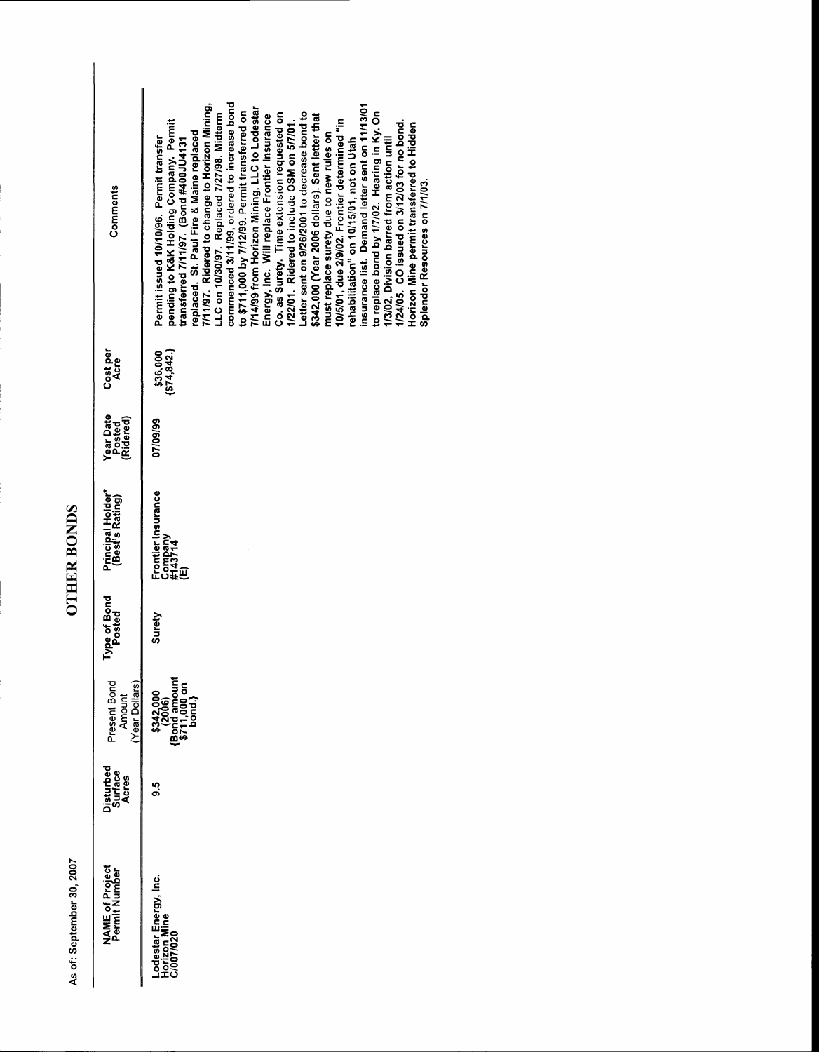As of: September 30, 2007

# OTHER BONDS

| NAME of Project Permit Number | Disturbed Surface Acres | Present Bond Amount (Year Dollars) | Type of Bond Posted | Principal Holder* (Best's Rating) | Year Date Posted (Ridered) | Cost per Acre | Comments |
|---|---|---|---|---|---|---|---|
| Lodestar Energy, Inc. Horizon Mine C/007/020 | 9.5 | $342,000 (2006) {Bond amount $711,000 on bond.} | Surety | Frontier Insurance Company #143714 (E) | 07/09/99 | $36,000 {$74,842.} | Permit issued 10/10/96. Permit transfer pending to K&K Holding Company. Permit transferred 7/11/97. (Bond #400JU4131 replaced. St. Paul Fire & Maine replaced 7/11/97. Ridered to change to Horizon Mining, LLC on 10/30/97. Replaced 7/27/98. Midterm commenced 3/11/99, ordered to increase bond to $711,000 by 7/12/99. Permit transferred on 7/14/99 from Horizon Mining, LLC to Lodestar Energy, Inc. Will replace Frontier Insurance Co. as Surety. Time extension requested on 1/22/01. Ridered to include OSM on 5/7/01. Letter sent on 9/26/2001 to decrease bond to $342,000 (Year 2006 dollars). Sent letter that must replace surety due to new rules on 10/5/01, due 2/9/02. Frontier determined "in rehabilitation" on 10/15/01, not on Utah insurance list. Demand letter sent on 11/13/01 to replace bond by 1/7/02. Hearing in Ky. On 1/3/02, Division barred from action until 1/24/05. CO issued on 3/12/03 for no bond. Horizon Mine permit transferred to Hidden Splendor Resources on 7/1/03. |